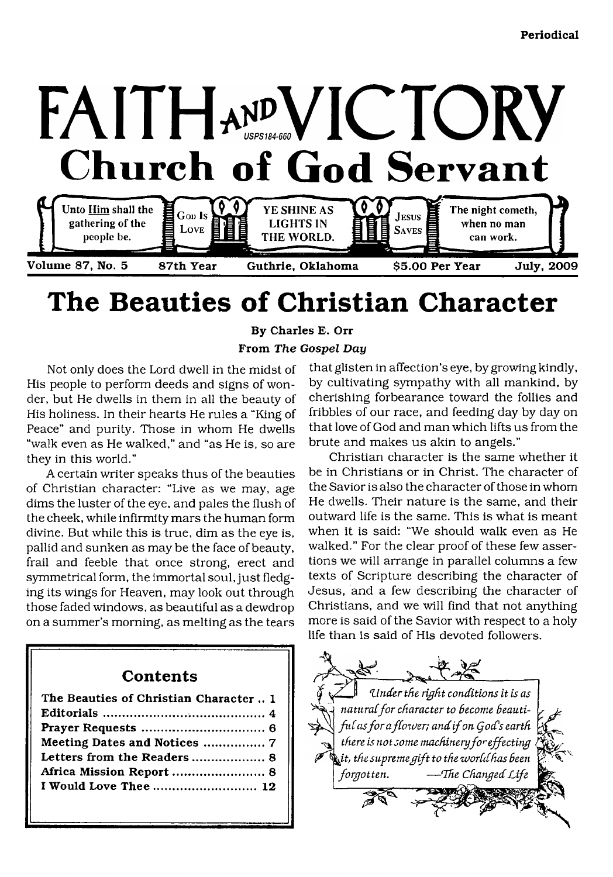Periodical

# FAITH AND VICTORY

USPS184-660

## Church of God Servant

Unto Him shall the gathering of the people be. | God Is Love | YE SHINE AS LIGHTS IN THE WORLD. | Jesus Saves | The night cometh, when no man can work.

Volume 87, No. 5 | 87th Year | Guthrie, Oklahoma | $5.00 Per Year | July, 2009

# The Beauties of Christian Character

**By Charles E. Orr**

**From *The Gospel Day***

Not only does the Lord dwell in the midst of His people to perform deeds and signs of wonder, but He dwells in them in all the beauty of His holiness. In their hearts He rules a "King of Peace" and purity. Those in whom He dwells "walk even as He walked," and "as He is, so are they in this world."

A certain writer speaks thus of the beauties of Christian character: "Live as we may, age dims the luster of the eye, and pales the flush of the cheek, while infirmity mars the human form divine. But while this is true, dim as the eye is, pallid and sunken as may be the face of beauty, frail and feeble that once strong, erect and symmetrical form, the immortal soul, just fledging its wings for Heaven, may look out through those faded windows, as beautiful as a dewdrop on a summer's morning, as melting as the tears that glisten in affection's eye, by growing kindly, by cultivating sympathy with all mankind, by cherishing forbearance toward the follies and fribbles of our race, and feeding day by day on that love of God and man which lifts us from the brute and makes us akin to angels."

Christian character is the same whether it be in Christians or in Christ. The character of the Savior is also the character of those in whom He dwells. Their nature is the same, and their outward life is the same. This is what is meant when it is said: "We should walk even as He walked." For the clear proof of these few assertions we will arrange in parallel columns a few texts of Scripture describing the character of Jesus, and a few describing the character of Christians, and we will find that not anything more is said of the Savior with respect to a holy life than is said of His devoted followers.

*Under the right conditions it is as natural for character to become beautiful as for a flower; and if on God's earth there is not some machinery for effecting it, the supreme gift to the world has been forgotten.* —*The Changed Life*

### Contents

- The Beauties of Christian Character .. 1
- Editorials .......... 4
- Prayer Requests .......... 6
- Meeting Dates and Notices .......... 7
- Letters from the Readers .......... 8
- Africa Mission Report .......... 8
- I Would Love Thee .......... 12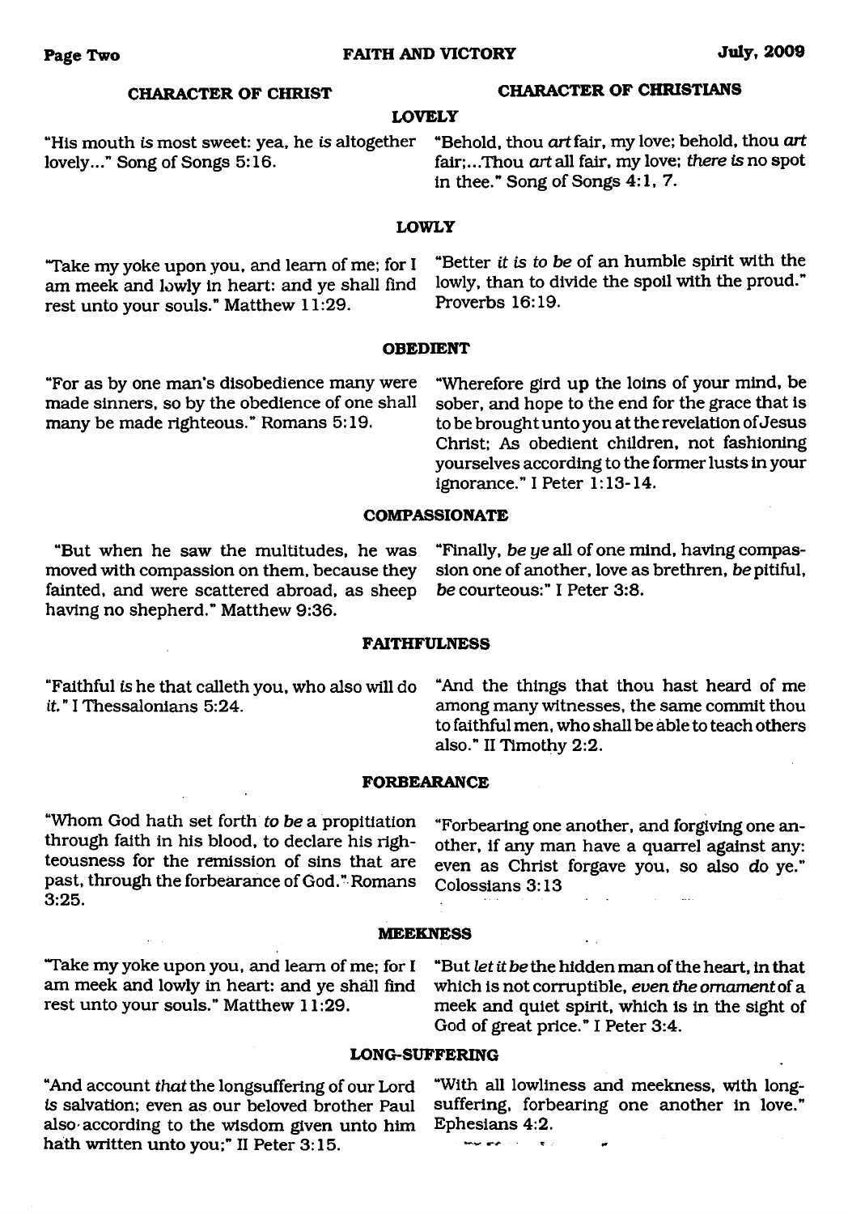| CHARACTER OF CHRIST | CHARACTER OF CHRISTIANS |
| --- | --- |
| **LOVELY** | |
| "His mouth *is* most sweet: yea, he *is* altogether lovely..." Song of Songs 5:16. | "Behold, thou *art* fair, my love; behold, thou *art* fair;...Thou *art* all fair, my love; *there is* no spot in thee." Song of Songs 4:1, 7. |
| **LOWLY** | |
| "Take my yoke upon you, and learn of me; for I am meek and lowly in heart: and ye shall find rest unto your souls." Matthew 11:29. | "Better *it is to be* of an humble spirit with the lowly, than to divide the spoil with the proud." Proverbs 16:19. |
| **OBEDIENT** | |
| "For as by one man's disobedience many were made sinners, so by the obedience of one shall many be made righteous." Romans 5:19. | "Wherefore gird up the loins of your mind, be sober, and hope to the end for the grace that is to be brought unto you at the revelation of Jesus Christ; As obedient children, not fashioning yourselves according to the former lusts in your ignorance." I Peter 1:13-14. |
| **COMPASSIONATE** | |
| "But when he saw the multitudes, he was moved with compassion on them, because they fainted, and were scattered abroad, as sheep having no shepherd." Matthew 9:36. | "Finally, *be ye* all of one mind, having compassion one of another, love as brethren, *be* pitiful, *be* courteous:" I Peter 3:8. |
| **FAITHFULNESS** | |
| "Faithful *is* he that calleth you, who also will do *it*." I Thessalonians 5:24. | "And the things that thou hast heard of me among many witnesses, the same commit thou to faithful men, who shall be able to teach others also." II Timothy 2:2. |
| **FORBEARANCE** | |
| "Whom God hath set forth *to be* a propitiation through faith in his blood, to declare his righteousness for the remission of sins that are past, through the forbearance of God." Romans 3:25. | "Forbearing one another, and forgiving one another, if any man have a quarrel against any: even as Christ forgave you, so also *do* ye." Colossians 3:13 |
| **MEEKNESS** | |
| "Take my yoke upon you, and learn of me; for I am meek and lowly in heart: and ye shall find rest unto your souls." Matthew 11:29. | "But *let it be* the hidden man of the heart, in that which is not corruptible, *even the ornament* of a meek and quiet spirit, which is in the sight of God of great price." I Peter 3:4. |
| **LONG-SUFFERING** | |
| "And account *that* the longsuffering of our Lord *is* salvation; even as our beloved brother Paul also according to the wisdom given unto him hath written unto you;" II Peter 3:15. | "With all lowliness and meekness, with longsuffering, forbearing one another in love." Ephesians 4:2. |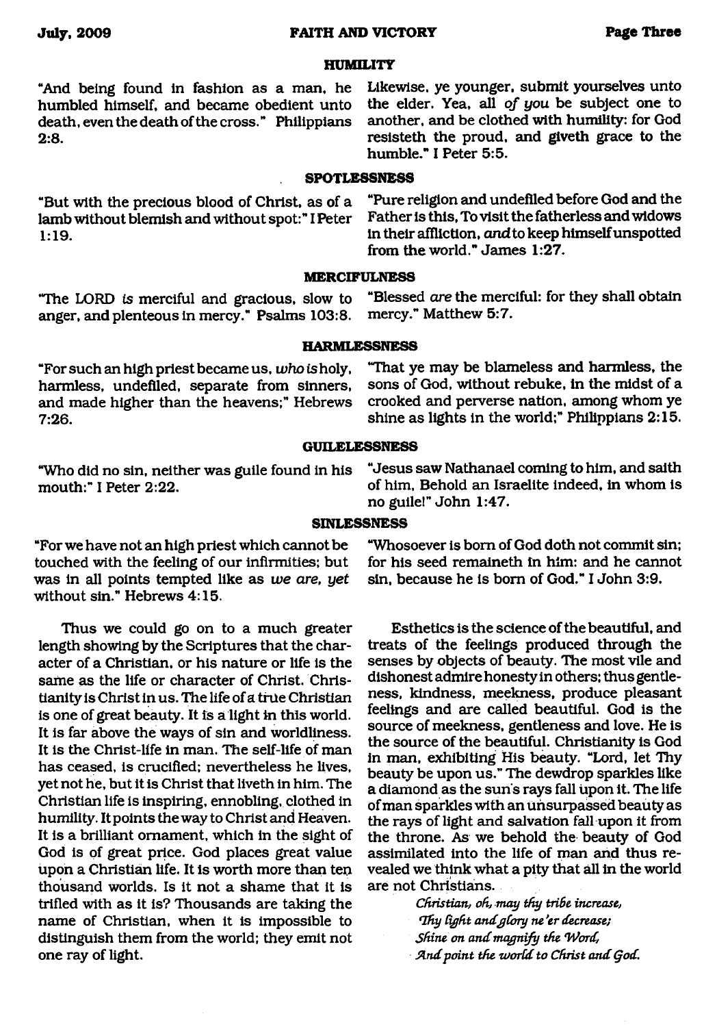### HUMILITY

"And being found in fashion as a man, he humbled himself, and became obedient unto death, even the death of the cross." Philippians 2:8.

Likewise, ye younger, submit yourselves unto the elder. Yea, all *of you* be subject one to another, and be clothed with humility: for God resisteth the proud, and giveth grace to the humble." I Peter 5:5.

### SPOTLESSNESS

"But with the precious blood of Christ, as of a lamb without blemish and without spot:" I Peter 1:19.

"Pure religion and undefiled before God and the Father is this, To visit the fatherless and widows in their affliction, *and* to keep himself unspotted from the world." James 1:27.

### MERCIFULNESS

"The LORD *is* merciful and gracious, slow to anger, and plenteous in mercy." Psalms 103:8.

"Blessed *are* the merciful: for they shall obtain mercy." Matthew 5:7.

### HARMLESSNESS

"For such an high priest became us, *who is* holy, harmless, undefiled, separate from sinners, and made higher than the heavens;" Hebrews 7:26.

"That ye may be blameless and harmless, the sons of God, without rebuke, in the midst of a crooked and perverse nation, among whom ye shine as lights in the world;" Philippians 2:15.

### GUILELESSNESS

"Who did no sin, neither was guile found in his mouth:" I Peter 2:22.

"Jesus saw Nathanael coming to him, and saith of him, Behold an Israelite indeed, in whom is no guile!" John 1:47.

### SINLESSNESS

"For we have not an high priest which cannot be touched with the feeling of our infirmities; but was in all points tempted like as *we are, yet* without sin." Hebrews 4:15.

"Whosoever is born of God doth not commit sin; for his seed remaineth in him: and he cannot sin, because he is born of God." I John 3:9.

Thus we could go on to a much greater length showing by the Scriptures that the character of a Christian, or his nature or life is the same as the life or character of Christ. Christianity is Christ in us. The life of a true Christian is one of great beauty. It is a light in this world. It is far above the ways of sin and worldliness. It is the Christ-life in man. The self-life of man has ceased, is crucified; nevertheless he lives, yet not he, but it is Christ that liveth in him. The Christian life is inspiring, ennobling, clothed in humility. It points the way to Christ and Heaven. It is a brilliant ornament, which in the sight of God is of great price. God places great value upon a Christian life. It is worth more than ten thousand worlds. Is it not a shame that it is trifled with as it is? Thousands are taking the name of Christian, when it is impossible to distinguish them from the world; they emit not one ray of light.

Esthetics is the science of the beautiful, and treats of the feelings produced through the senses by objects of beauty. The most vile and dishonest admire honesty in others; thus gentleness, kindness, meekness, produce pleasant feelings and are called beautiful. God is the source of meekness, gentleness and love. He is the source of the beautiful. Christianity is God in man, exhibiting His beauty. "Lord, let Thy beauty be upon us." The dewdrop sparkles like a diamond as the sun's rays fall upon it. The life of man sparkles with an unsurpassed beauty as the rays of light and salvation fall upon it from the throne. As we behold the beauty of God assimilated into the life of man and thus revealed we think what a pity that all in the world are not Christians.

*Christian, oh, may thy tribe increase,*
*Thy light and glory ne'er decrease;*
*Shine on and magnify the Word,*
*And point the world to Christ and God.*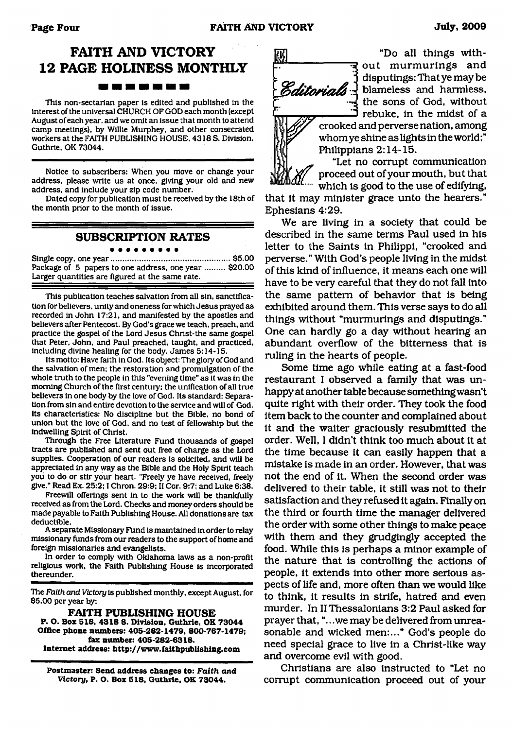# FAITH AND VICTORY 12 PAGE HOLINESS MONTHLY

This non-sectarian paper is edited and published in the interest of the universal CHURCH OF GOD each month (except August of each year, and we omit an issue that month to attend camp meetings), by Willie Murphey, and other consecrated workers at the FAITH PUBLISHING HOUSE, 4318 S. Division, Guthrie, OK 73044.

Notice to subscribers: When you move or change your address, please write us at once, giving your old and new address, and include your zip code number.

Dated copy for publication must be received by the 18th of the month prior to the month of issue.

## SUBSCRIPTION RATES

Single copy, one year ........................................ $5.00
Package of 5 papers to one address, one year ......... $20.00
Larger quantities are figured at the same rate.

This publication teaches salvation from all sin, sanctification for believers, unity and oneness for which Jesus prayed as recorded in John 17:21, and manifested by the apostles and believers after Pentecost. By God's grace we teach, preach, and practice the gospel of the Lord Jesus Christ-the same gospel that Peter, John, and Paul preached, taught, and practiced, including divine healing for the body. James 5:14-15.

Its motto: Have faith in God. Its object: The glory of God and the salvation of men; the restoration and promulgation of the whole truth to the people in this "evening time" as it was in the morning Church of the first century; the unification of all true believers in one body by the love of God. Its standard: Separation from sin and entire devotion to the service and will of God. Its characteristics: No discipline but the Bible, no bond of union but the love of God, and no test of fellowship but the indwelling Spirit of Christ.

Through the Free Literature Fund thousands of gospel tracts are published and sent out free of charge as the Lord supplies. Cooperation of our readers is solicited, and will be appreciated in any way as the Bible and the Holy Spirit teach you to do or stir your heart. "Freely ye have received, freely give." Read Ex. 25:2; I Chron. 29:9; II Cor. 9:7; and Luke 6:38.

Freewill offerings sent in to the work will be thankfully received as from the Lord. Checks and money orders should be made payable to Faith Publishing House. All donations are tax deductible.

A separate Missionary Fund is maintained in order to relay missionary funds from our readers to the support of home and foreign missionaries and evangelists.

In order to comply with Oklahoma laws as a non-profit religious work, the Faith Publishing House is incorporated thereunder.

The *Faith and Victory* is published monthly, except August, for $5.00 per year by:

**FAITH PUBLISHING HOUSE**
**P. O. Box 518, 4318 S. Division, Guthrie, OK 73044**
**Office phone numbers: 405-282-1479, 800-767-1479; fax number: 405-282-6318.**
**Internet address: http://www.faithpublishing.com**

**Postmaster: Send address changes to: *Faith and Victory*, P. O. Box 518, Guthrie, OK 73044.**

## Editorials

"Do all things without murmurings and disputings: That ye may be blameless and harmless, the sons of God, without rebuke, in the midst of a crooked and perverse nation, among whom ye shine as lights in the world;" Philippians 2:14-15.

"Let no corrupt communication proceed out of your mouth, but that which is good to the use of edifying, that it may minister grace unto the hearers." Ephesians 4:29.

We are living in a society that could be described in the same terms Paul used in his letter to the Saints in Philippi, "crooked and perverse." With God's people living in the midst of this kind of influence, it means each one will have to be very careful that they do not fall into the same pattern of behavior that is being exhibited around them. This verse says to do all things without "murmurings and disputings." One can hardly go a day without hearing an abundant overflow of the bitterness that is ruling in the hearts of people.

Some time ago while eating at a fast-food restaurant I observed a family that was unhappy at another table because something wasn't quite right with their order. They took the food item back to the counter and complained about it and the waiter graciously resubmitted the order. Well, I didn't think too much about it at the time because it can easily happen that a mistake is made in an order. However, that was not the end of it. When the second order was delivered to their table, it still was not to their satisfaction and they refused it again. Finally on the third or fourth time the manager delivered the order with some other things to make peace with them and they grudgingly accepted the food. While this is perhaps a minor example of the nature that is controlling the actions of people, it extends into other more serious aspects of life and, more often than we would like to think, it results in strife, hatred and even murder. In II Thessalonians 3:2 Paul asked for prayer that, "...we may be delivered from unreasonable and wicked men:..." God's people do need special grace to live in a Christ-like way and overcome evil with good.

Christians are also instructed to "Let no corrupt communication proceed out of your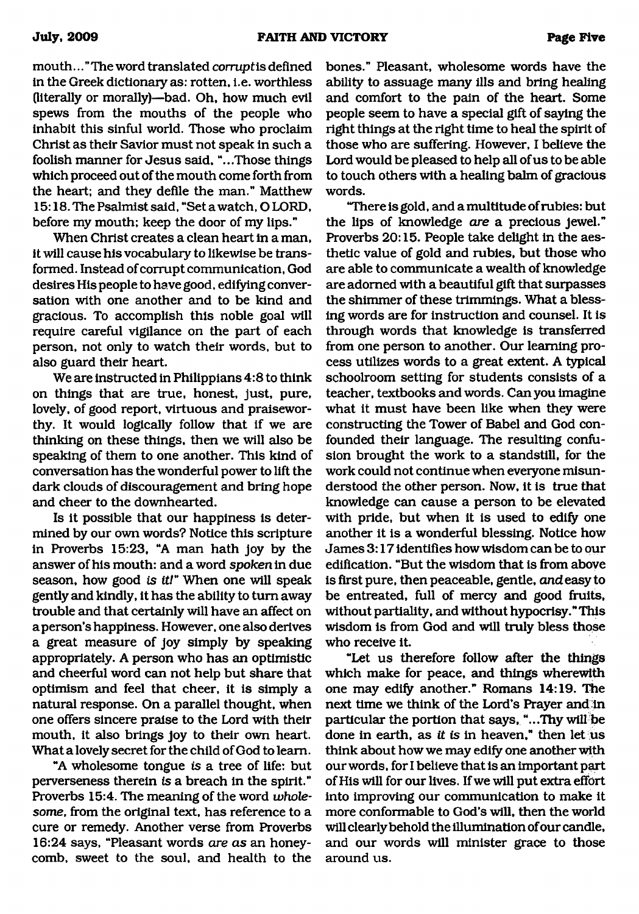mouth..." The word translated *corrupt* is defined in the Greek dictionary as: rotten, i.e. worthless (literally or morally)—bad. Oh, how much evil spews from the mouths of the people who inhabit this sinful world. Those who proclaim Christ as their Savior must not speak in such a foolish manner for Jesus said, "...Those things which proceed out of the mouth come forth from the heart; and they defile the man." Matthew 15:18. The Psalmist said, "Set a watch, O LORD, before my mouth; keep the door of my lips."

When Christ creates a clean heart in a man, it will cause his vocabulary to likewise be transformed. Instead of corrupt communication, God desires His people to have good, edifying conversation with one another and to be kind and gracious. To accomplish this noble goal will require careful vigilance on the part of each person, not only to watch their words, but to also guard their heart.

We are instructed in Philippians 4:8 to think on things that are true, honest, just, pure, lovely, of good report, virtuous and praiseworthy. It would logically follow that if we are thinking on these things, then we will also be speaking of them to one another. This kind of conversation has the wonderful power to lift the dark clouds of discouragement and bring hope and cheer to the downhearted.

Is it possible that our happiness is determined by our own words? Notice this scripture in Proverbs 15:23, "A man hath joy by the answer of his mouth: and a word *spoken* in due season, how good *is it!*" When one will speak gently and kindly, it has the ability to turn away trouble and that certainly will have an affect on a person's happiness. However, one also derives a great measure of joy simply by speaking appropriately. A person who has an optimistic and cheerful word can not help but share that optimism and feel that cheer, it is simply a natural response. On a parallel thought, when one offers sincere praise to the Lord with their mouth, it also brings joy to their own heart. What a lovely secret for the child of God to learn.

"A wholesome tongue *is* a tree of life: but perverseness therein *is* a breach in the spirit." Proverbs 15:4. The meaning of the word *wholesome*, from the original text, has reference to a cure or remedy. Another verse from Proverbs 16:24 says, "Pleasant words *are as* an honeycomb, sweet to the soul, and health to the bones." Pleasant, wholesome words have the ability to assuage many ills and bring healing and comfort to the pain of the heart. Some people seem to have a special gift of saying the right things at the right time to heal the spirit of those who are suffering. However, I believe the Lord would be pleased to help all of us to be able to touch others with a healing balm of gracious words.

"There is gold, and a multitude of rubies: but the lips of knowledge *are* a precious jewel." Proverbs 20:15. People take delight in the aesthetic value of gold and rubies, but those who are able to communicate a wealth of knowledge are adorned with a beautiful gift that surpasses the shimmer of these trimmings. What a blessing words are for instruction and counsel. It is through words that knowledge is transferred from one person to another. Our learning process utilizes words to a great extent. A typical schoolroom setting for students consists of a teacher, textbooks and words. Can you imagine what it must have been like when they were constructing the Tower of Babel and God confounded their language. The resulting confusion brought the work to a standstill, for the work could not continue when everyone misunderstood the other person. Now, it is true that knowledge can cause a person to be elevated with pride, but when it is used to edify one another it is a wonderful blessing. Notice how James 3:17 identifies how wisdom can be to our edification. "But the wisdom that is from above is first pure, then peaceable, gentle, *and* easy to be entreated, full of mercy and good fruits, without partiality, and without hypocrisy." This wisdom is from God and will truly bless those who receive it.

"Let us therefore follow after the things which make for peace, and things wherewith one may edify another." Romans 14:19. The next time we think of the Lord's Prayer and in particular the portion that says, "...Thy will be done in earth, as *it is* in heaven," then let us think about how we may edify one another with our words, for I believe that is an important part of His will for our lives. If we will put extra effort into improving our communication to make it more conformable to God's will, then the world will clearly behold the illumination of our candle, and our words will minister grace to those around us.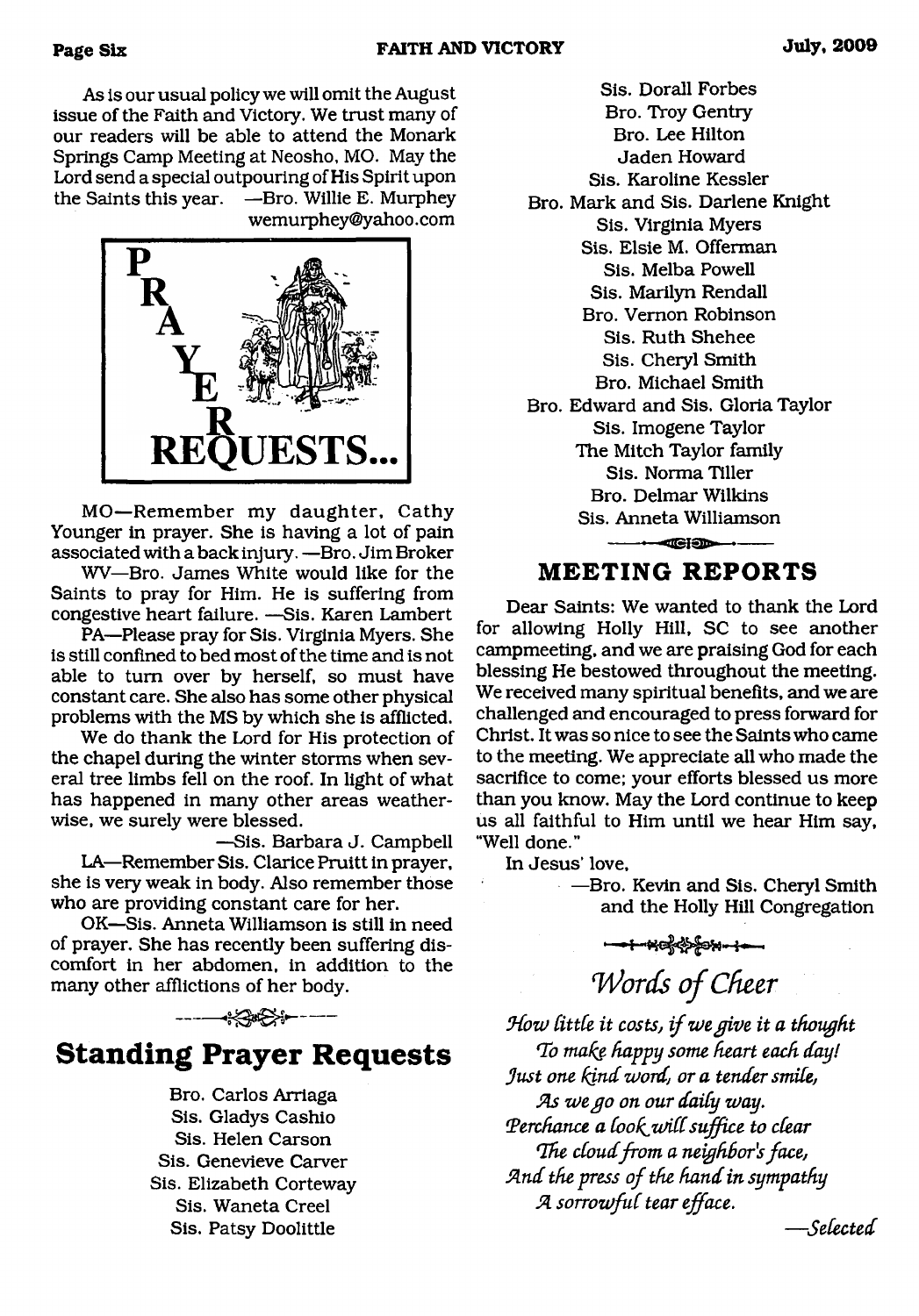As is our usual policy we will omit the August issue of the Faith and Victory. We trust many of our readers will be able to attend the Monark Springs Camp Meeting at Neosho, MO. May the Lord send a special outpouring of His Spirit upon the Saints this year. —Bro. Willie E. Murphey wemurphey@yahoo.com

# PRAYER REQUESTS...

MO—Remember my daughter, Cathy Younger in prayer. She is having a lot of pain associated with a back injury. —Bro. Jim Broker

WV—Bro. James White would like for the Saints to pray for Him. He is suffering from congestive heart failure. —Sis. Karen Lambert

PA—Please pray for Sis. Virginia Myers. She is still confined to bed most of the time and is not able to turn over by herself, so must have constant care. She also has some other physical problems with the MS by which she is afflicted.

We do thank the Lord for His protection of the chapel during the winter storms when several tree limbs fell on the roof. In light of what has happened in many other areas weatherwise, we surely were blessed.

—Sis. Barbara J. Campbell

LA—Remember Sis. Clarice Pruitt in prayer, she is very weak in body. Also remember those who are providing constant care for her.

OK—Sis. Anneta Williamson is still in need of prayer. She has recently been suffering discomfort in her abdomen, in addition to the many other afflictions of her body.

## Standing Prayer Requests

Bro. Carlos Arriaga
Sis. Gladys Cashio
Sis. Helen Carson
Sis. Genevieve Carver
Sis. Elizabeth Corteway
Sis. Waneta Creel
Sis. Patsy Doolittle
Sis. Dorall Forbes
Bro. Troy Gentry
Bro. Lee Hilton
Jaden Howard
Sis. Karoline Kessler
Bro. Mark and Sis. Darlene Knight
Sis. Virginia Myers
Sis. Elsie M. Offerman
Sis. Melba Powell
Sis. Marilyn Rendall
Bro. Vernon Robinson
Sis. Ruth Shehee
Sis. Cheryl Smith
Bro. Michael Smith
Bro. Edward and Sis. Gloria Taylor
Sis. Imogene Taylor
The Mitch Taylor family
Sis. Norma Tiller
Bro. Delmar Wilkins
Sis. Anneta Williamson

## MEETING REPORTS

Dear Saints: We wanted to thank the Lord for allowing Holly Hill, SC to see another campmeeting, and we are praising God for each blessing He bestowed throughout the meeting. We received many spiritual benefits, and we are challenged and encouraged to press forward for Christ. It was so nice to see the Saints who came to the meeting. We appreciate all who made the sacrifice to come; your efforts blessed us more than you know. May the Lord continue to keep us all faithful to Him until we hear Him say, "Well done."

In Jesus' love,

—Bro. Kevin and Sis. Cheryl Smith and the Holly Hill Congregation

## *Words of Cheer*

*How little it costs, if we give it a thought*
*To make happy some heart each day!*
*Just one kind word, or a tender smile,*
*As we go on our daily way.*
*Perchance a look will suffice to clear*
*The cloud from a neighbor's face,*
*And the press of the hand in sympathy*
*A sorrowful tear efface.*

*—Selected*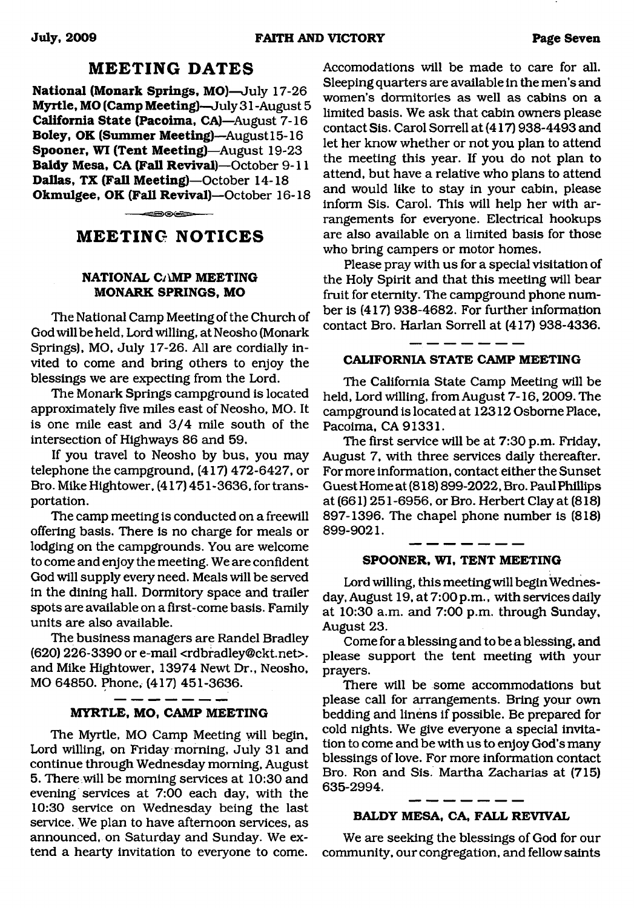## MEETING DATES

**National (Monark Springs, MO)**—July 17-26
**Myrtle, MO (Camp Meeting)**—July 31-August 5
**California State (Pacoima, CA)**—August 7-16
**Boley, OK (Summer Meeting)**—August15-16
**Spooner, WI (Tent Meeting)**—August 19-23
**Baldy Mesa, CA (Fall Revival)**—October 9-11
**Dallas, TX (Fall Meeting)**—October 14-18
**Okmulgee, OK (Fall Revival)**—October 16-18

## MEETING NOTICES

### NATIONAL CAMP MEETING MONARK SPRINGS, MO

The National Camp Meeting of the Church of God will be held, Lord willing, at Neosho (Monark Springs), MO, July 17-26. All are cordially invited to come and bring others to enjoy the blessings we are expecting from the Lord.

The Monark Springs campground is located approximately five miles east of Neosho, MO. It is one mile east and 3/4 mile south of the intersection of Highways 86 and 59.

If you travel to Neosho by bus, you may telephone the campground, (417) 472-6427, or Bro. Mike Hightower, (417) 451-3636, for transportation.

The camp meeting is conducted on a freewill offering basis. There is no charge for meals or lodging on the campgrounds. You are welcome to come and enjoy the meeting. We are confident God will supply every need. Meals will be served in the dining hall. Dormitory space and trailer spots are available on a first-come basis. Family units are also available.

The business managers are Randel Bradley (620) 226-3390 or e-mail <rdbradley@ckt.net>. and Mike Hightower, 13974 Newt Dr., Neosho, MO 64850. Phone, (417) 451-3636.

### MYRTLE, MO, CAMP MEETING

The Myrtle, MO Camp Meeting will begin, Lord willing, on Friday morning, July 31 and continue through Wednesday morning, August 5. There will be morning services at 10:30 and evening services at 7:00 each day, with the 10:30 service on Wednesday being the last service. We plan to have afternoon services, as announced, on Saturday and Sunday. We extend a hearty invitation to everyone to come. Accomodations will be made to care for all. Sleeping quarters are available in the men's and women's dormitories as well as cabins on a limited basis. We ask that cabin owners please contact Sis. Carol Sorrell at (417) 938-4493 and let her know whether or not you plan to attend the meeting this year. If you do not plan to attend, but have a relative who plans to attend and would like to stay in your cabin, please inform Sis. Carol. This will help her with arrangements for everyone. Electrical hookups are also available on a limited basis for those who bring campers or motor homes.

Please pray with us for a special visitation of the Holy Spirit and that this meeting will bear fruit for eternity. The campground phone number is (417) 938-4682. For further information contact Bro. Harlan Sorrell at (417) 938-4336.

### CALIFORNIA STATE CAMP MEETING

The California State Camp Meeting will be held, Lord willing, from August 7-16, 2009. The campground is located at 12312 Osborne Place, Pacoima, CA 91331.

The first service will be at 7:30 p.m. Friday, August 7, with three services daily thereafter. For more information, contact either the Sunset Guest Home at (818) 899-2022, Bro. Paul Phillips at (661) 251-6956, or Bro. Herbert Clay at (818) 897-1396. The chapel phone number is (818) 899-9021.

### SPOONER, WI, TENT MEETING

Lord willing, this meeting will begin Wednesday, August 19, at 7:00 p.m., with services daily at 10:30 a.m. and 7:00 p.m. through Sunday, August 23.

Come for a blessing and to be a blessing, and please support the tent meeting with your prayers.

There will be some accommodations but please call for arrangements. Bring your own bedding and linens if possible. Be prepared for cold nights. We give everyone a special invitation to come and be with us to enjoy God's many blessings of love. For more information contact Bro. Ron and Sis. Martha Zacharias at (715) 635-2994.

### BALDY MESA, CA, FALL REVIVAL

We are seeking the blessings of God for our community, our congregation, and fellow saints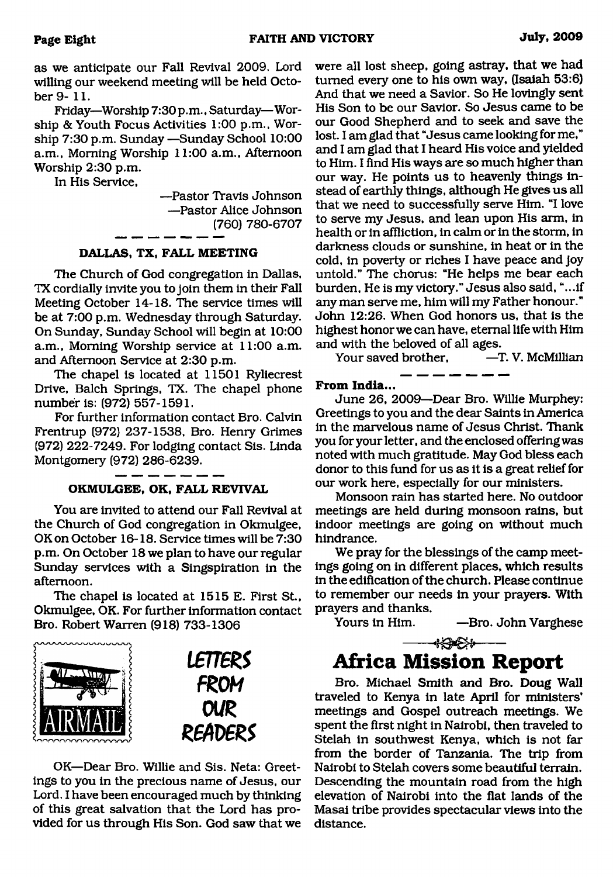as we anticipate our Fall Revival 2009. Lord willing our weekend meeting will be held October 9- 11.

Friday—Worship 7:30 p.m., Saturday—Worship & Youth Focus Activities 1:00 p.m., Worship 7:30 p.m. Sunday —Sunday School 10:00 a.m., Morning Worship 11:00 a.m., Afternoon Worship 2:30 p.m.

In His Service,

—Pastor Travis Johnson
—Pastor Alice Johnson
(760) 780-6707

### DALLAS, TX, FALL MEETING

The Church of God congregation in Dallas, TX cordially invite you to join them in their Fall Meeting October 14-18. The service times will be at 7:00 p.m. Wednesday through Saturday. On Sunday, Sunday School will begin at 10:00 a.m., Morning Worship service at 11:00 a.m. and Afternoon Service at 2:30 p.m.

The chapel is located at 11501 Ryliecrest Drive, Balch Springs, TX. The chapel phone number is: (972) 557-1591.

For further information contact Bro. Calvin Frentrup (972) 237-1538, Bro. Henry Grimes (972) 222-7249. For lodging contact Sis. Linda Montgomery (972) 286-6239.

### OKMULGEE, OK, FALL REVIVAL

You are invited to attend our Fall Revival at the Church of God congregation in Okmulgee, OK on October 16-18. Service times will be 7:30 p.m. On October 18 we plan to have our regular Sunday services with a Singspiration in the afternoon.

The chapel is located at 1515 E. First St., Okmulgee, OK. For further information contact Bro. Robert Warren (918) 733-1306

## LETTERS FROM OUR READERS

OK—Dear Bro. Willie and Sis. Neta: Greetings to you in the precious name of Jesus, our Lord. I have been encouraged much by thinking of this great salvation that the Lord has provided for us through His Son. God saw that we were all lost sheep, going astray, that we had turned every one to his own way, (Isaiah 53:6) And that we need a Savior. So He lovingly sent His Son to be our Savior. So Jesus came to be our Good Shepherd and to seek and save the lost. I am glad that "Jesus came looking for me," and I am glad that I heard His voice and yielded to Him. I find His ways are so much higher than our way. He points us to heavenly things instead of earthly things, although He gives us all that we need to successfully serve Him. "I love to serve my Jesus, and lean upon His arm, in health or in affliction, in calm or in the storm, in darkness clouds or sunshine, in heat or in the cold, in poverty or riches I have peace and joy untold." The chorus: "He helps me bear each burden, He is my victory." Jesus also said, "...if any man serve me, him will my Father honour." John 12:26. When God honors us, that is the highest honor we can have, eternal life with Him and with the beloved of all ages.

Your saved brother, —T. V. McMillian

**From India...**

June 26, 2009—Dear Bro. Willie Murphey: Greetings to you and the dear Saints in America in the marvelous name of Jesus Christ. Thank you for your letter, and the enclosed offering was noted with much gratitude. May God bless each donor to this fund for us as it is a great relief for our work here, especially for our ministers.

Monsoon rain has started here. No outdoor meetings are held during monsoon rains, but indoor meetings are going on without much hindrance.

We pray for the blessings of the camp meetings going on in different places, which results in the edification of the church. Please continue to remember our needs in your prayers. With prayers and thanks.

Yours in Him. —Bro. John Varghese

## Africa Mission Report

Bro. Michael Smith and Bro. Doug Wall traveled to Kenya in late April for ministers' meetings and Gospel outreach meetings. We spent the first night in Nairobi, then traveled to Stelah in southwest Kenya, which is not far from the border of Tanzania. The trip from Nairobi to Stelah covers some beautiful terrain. Descending the mountain road from the high elevation of Nairobi into the flat lands of the Masai tribe provides spectacular views into the distance.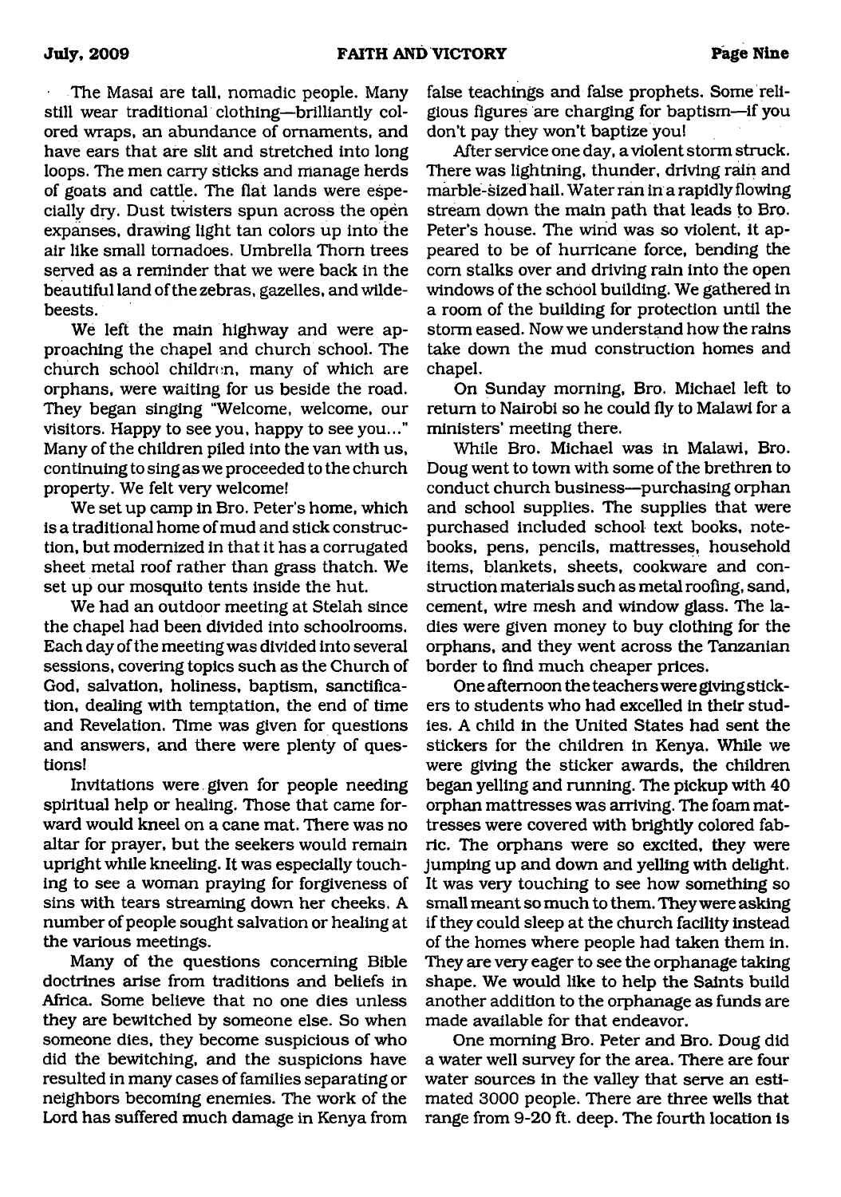The Masai are tall, nomadic people. Many still wear traditional clothing—brilliantly colored wraps, an abundance of ornaments, and have ears that are slit and stretched into long loops. The men carry sticks and manage herds of goats and cattle. The flat lands were especially dry. Dust twisters spun across the open expanses, drawing light tan colors up into the air like small tornadoes. Umbrella Thorn trees served as a reminder that we were back in the beautiful land of the zebras, gazelles, and wildebeests.

We left the main highway and were approaching the chapel and church school. The church school children, many of which are orphans, were waiting for us beside the road. They began singing "Welcome, welcome, our visitors. Happy to see you, happy to see you..." Many of the children piled into the van with us, continuing to sing as we proceeded to the church property. We felt very welcome!

We set up camp in Bro. Peter's home, which is a traditional home of mud and stick construction, but modernized in that it has a corrugated sheet metal roof rather than grass thatch. We set up our mosquito tents inside the hut.

We had an outdoor meeting at Stelah since the chapel had been divided into schoolrooms. Each day of the meeting was divided into several sessions, covering topics such as the Church of God, salvation, holiness, baptism, sanctification, dealing with temptation, the end of time and Revelation. Time was given for questions and answers, and there were plenty of questions!

Invitations were given for people needing spiritual help or healing. Those that came forward would kneel on a cane mat. There was no altar for prayer, but the seekers would remain upright while kneeling. It was especially touching to see a woman praying for forgiveness of sins with tears streaming down her cheeks. A number of people sought salvation or healing at the various meetings.

Many of the questions concerning Bible doctrines arise from traditions and beliefs in Africa. Some believe that no one dies unless they are bewitched by someone else. So when someone dies, they become suspicious of who did the bewitching, and the suspicions have resulted in many cases of families separating or neighbors becoming enemies. The work of the Lord has suffered much damage in Kenya from false teachings and false prophets. Some religious figures are charging for baptism—if you don't pay they won't baptize you!

After service one day, a violent storm struck. There was lightning, thunder, driving rain and marble-sized hail. Water ran in a rapidly flowing stream down the main path that leads to Bro. Peter's house. The wind was so violent, it appeared to be of hurricane force, bending the corn stalks over and driving rain into the open windows of the school building. We gathered in a room of the building for protection until the storm eased. Now we understand how the rains take down the mud construction homes and chapel.

On Sunday morning, Bro. Michael left to return to Nairobi so he could fly to Malawi for a ministers' meeting there.

While Bro. Michael was in Malawi, Bro. Doug went to town with some of the brethren to conduct church business—purchasing orphan and school supplies. The supplies that were purchased included school text books, notebooks, pens, pencils, mattresses, household items, blankets, sheets, cookware and construction materials such as metal roofing, sand, cement, wire mesh and window glass. The ladies were given money to buy clothing for the orphans, and they went across the Tanzanian border to find much cheaper prices.

One afternoon the teachers were giving stickers to students who had excelled in their studies. A child in the United States had sent the stickers for the children in Kenya. While we were giving the sticker awards, the children began yelling and running. The pickup with 40 orphan mattresses was arriving. The foam mattresses were covered with brightly colored fabric. The orphans were so excited, they were jumping up and down and yelling with delight. It was very touching to see how something so small meant so much to them. They were asking if they could sleep at the church facility instead of the homes where people had taken them in. They are very eager to see the orphanage taking shape. We would like to help the Saints build another addition to the orphanage as funds are made available for that endeavor.

One morning Bro. Peter and Bro. Doug did a water well survey for the area. There are four water sources in the valley that serve an estimated 3000 people. There are three wells that range from 9-20 ft. deep. The fourth location is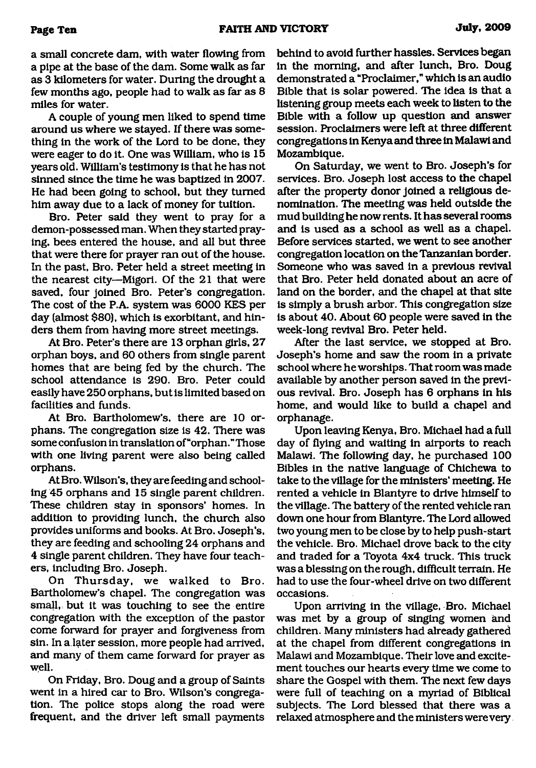a small concrete dam, with water flowing from a pipe at the base of the dam. Some walk as far as 3 kilometers for water. During the drought a few months ago, people had to walk as far as 8 miles for water.

A couple of young men liked to spend time around us where we stayed. If there was something in the work of the Lord to be done, they were eager to do it. One was William, who is 15 years old. William's testimony is that he has not sinned since the time he was baptized in 2007. He had been going to school, but they turned him away due to a lack of money for tuition.

Bro. Peter said they went to pray for a demon-possessed man. When they started praying, bees entered the house, and all but three that were there for prayer ran out of the house. In the past, Bro. Peter held a street meeting in the nearest city—Migori. Of the 21 that were saved, four joined Bro. Peter's congregation. The cost of the P.A. system was 6000 KES per day (almost $80), which is exorbitant, and hinders them from having more street meetings.

At Bro. Peter's there are 13 orphan girls, 27 orphan boys, and 60 others from single parent homes that are being fed by the church. The school attendance is 290. Bro. Peter could easily have 250 orphans, but is limited based on facilities and funds.

At Bro. Bartholomew's, there are 10 orphans. The congregation size is 42. There was some confusion in translation of "orphan." Those with one living parent were also being called orphans.

At Bro. Wilson's, they are feeding and schooling 45 orphans and 15 single parent children. These children stay in sponsors' homes. In addition to providing lunch, the church also provides uniforms and books. At Bro. Joseph's, they are feeding and schooling 24 orphans and 4 single parent children. They have four teachers, including Bro. Joseph.

On Thursday, we walked to Bro. Bartholomew's chapel. The congregation was small, but it was touching to see the entire congregation with the exception of the pastor come forward for prayer and forgiveness from sin. In a later session, more people had arrived, and many of them came forward for prayer as well.

On Friday, Bro. Doug and a group of Saints went in a hired car to Bro. Wilson's congregation. The police stops along the road were frequent, and the driver left small payments behind to avoid further hassles. Services began in the morning, and after lunch, Bro. Doug demonstrated a "Proclaimer," which is an audio Bible that is solar powered. The idea is that a listening group meets each week to listen to the Bible with a follow up question and answer session. Proclaimers were left at three different congregations in Kenya and three in Malawi and Mozambique.

On Saturday, we went to Bro. Joseph's for services. Bro. Joseph lost access to the chapel after the property donor joined a religious denomination. The meeting was held outside the mud building he now rents. It has several rooms and is used as a school as well as a chapel. Before services started, we went to see another congregation location on the Tanzanian border. Someone who was saved in a previous revival that Bro. Peter held donated about an acre of land on the border, and the chapel at that site is simply a brush arbor. This congregation size is about 40. About 60 people were saved in the week-long revival Bro. Peter held.

After the last service, we stopped at Bro. Joseph's home and saw the room in a private school where he worships. That room was made available by another person saved in the previous revival. Bro. Joseph has 6 orphans in his home, and would like to build a chapel and orphanage.

Upon leaving Kenya, Bro. Michael had a full day of flying and waiting in airports to reach Malawi. The following day, he purchased 100 Bibles in the native language of Chichewa to take to the village for the ministers' meeting. He rented a vehicle in Blantyre to drive himself to the village. The battery of the rented vehicle ran down one hour from Blantyre. The Lord allowed two young men to be close by to help push-start the vehicle. Bro. Michael drove back to the city and traded for a Toyota 4x4 truck. This truck was a blessing on the rough, difficult terrain. He had to use the four-wheel drive on two different occasions.

Upon arriving in the village, Bro. Michael was met by a group of singing women and children. Many ministers had already gathered at the chapel from different congregations in Malawi and Mozambique. Their love and excitement touches our hearts every time we come to share the Gospel with them. The next few days were full of teaching on a myriad of Biblical subjects. The Lord blessed that there was a relaxed atmosphere and the ministers were very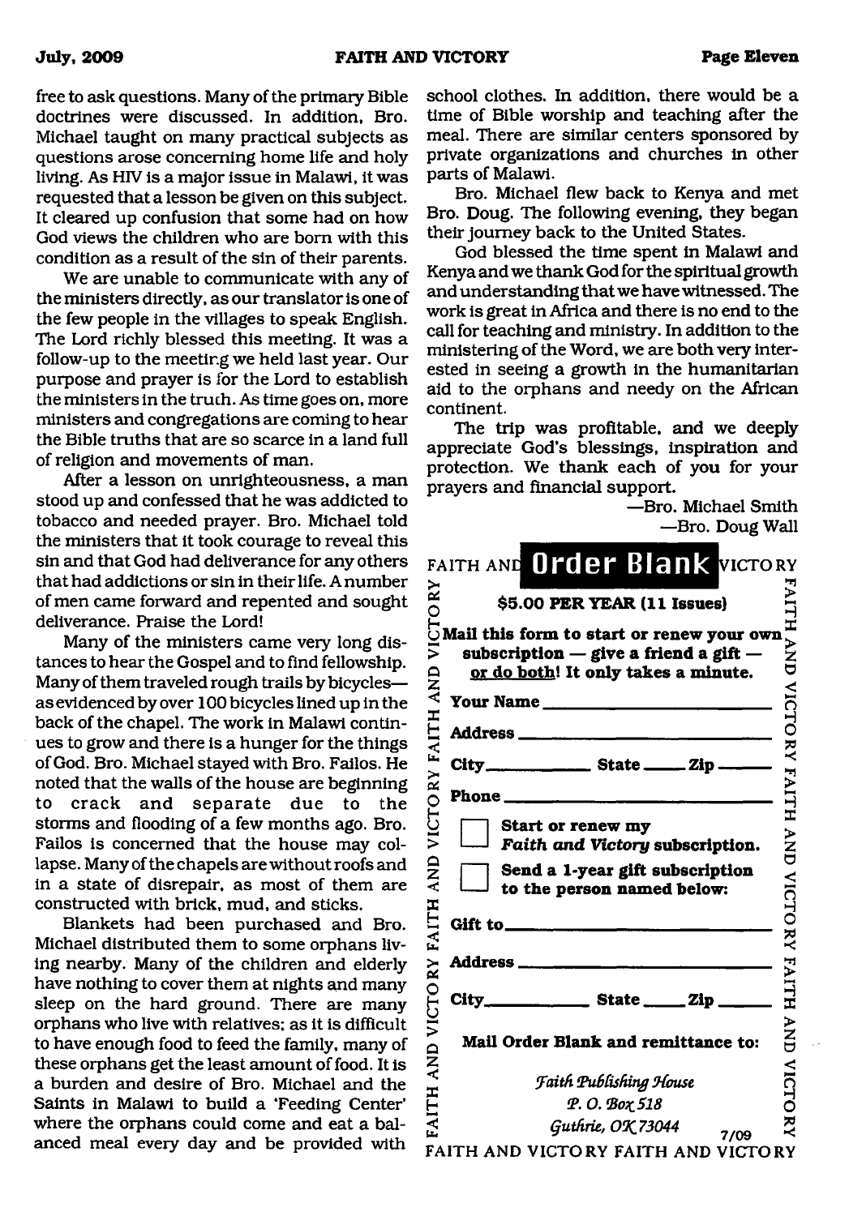free to ask questions. Many of the primary Bible doctrines were discussed. In addition, Bro. Michael taught on many practical subjects as questions arose concerning home life and holy living. As HIV is a major issue in Malawi, it was requested that a lesson be given on this subject. It cleared up confusion that some had on how God views the children who are born with this condition as a result of the sin of their parents.

We are unable to communicate with any of the ministers directly, as our translator is one of the few people in the villages to speak English. The Lord richly blessed this meeting. It was a follow-up to the meeting we held last year. Our purpose and prayer is for the Lord to establish the ministers in the truth. As time goes on, more ministers and congregations are coming to hear the Bible truths that are so scarce in a land full of religion and movements of man.

After a lesson on unrighteousness, a man stood up and confessed that he was addicted to tobacco and needed prayer. Bro. Michael told the ministers that it took courage to reveal this sin and that God had deliverance for any others that had addictions or sin in their life. A number of men came forward and repented and sought deliverance. Praise the Lord!

Many of the ministers came very long distances to hear the Gospel and to find fellowship. Many of them traveled rough trails by bicycles—as evidenced by over 100 bicycles lined up in the back of the chapel. The work in Malawi continues to grow and there is a hunger for the things of God. Bro. Michael stayed with Bro. Failos. He noted that the walls of the house are beginning to crack and separate due to the storms and flooding of a few months ago. Bro. Failos is concerned that the house may collapse. Many of the chapels are without roofs and in a state of disrepair, as most of them are constructed with brick, mud, and sticks.

Blankets had been purchased and Bro. Michael distributed them to some orphans living nearby. Many of the children and elderly have nothing to cover them at nights and many sleep on the hard ground. There are many orphans who live with relatives; as it is difficult to have enough food to feed the family, many of these orphans get the least amount of food. It is a burden and desire of Bro. Michael and the Saints in Malawi to build a 'Feeding Center' where the orphans could come and eat a balanced meal every day and be provided with school clothes. In addition, there would be a time of Bible worship and teaching after the meal. There are similar centers sponsored by private organizations and churches in other parts of Malawi.

Bro. Michael flew back to Kenya and met Bro. Doug. The following evening, they began their journey back to the United States.

God blessed the time spent in Malawi and Kenya and we thank God for the spiritual growth and understanding that we have witnessed. The work is great in Africa and there is no end to the call for teaching and ministry. In addition to the ministering of the Word, we are both very interested in seeing a growth in the humanitarian aid to the orphans and needy on the African continent.

The trip was profitable, and we deeply appreciate God's blessings, inspiration and protection. We thank each of you for your prayers and financial support.

—Bro. Michael Smith
—Bro. Doug Wall

## FAITH AND VICTORY Order Blank

**$5.00 PER YEAR (11 Issues)**

**Mail this form to start or renew your own subscription — give a friend a gift — or do both! It only takes a minute.**

**Your Name** ____________________

**Address** ____________________

**City** ________ **State** ____ **Zip** ____

**Phone** ____________________

☐ **Start or renew my *Faith and Victory* subscription.**

☐ **Send a 1-year gift subscription to the person named below:**

**Gift to** ____________________

**Address** ____________________

**City** ________ **State** ____ **Zip** ____

**Mail Order Blank and remittance to:**

*Faith Publishing House*
*P. O. Box 518*
*Guthrie, OK 73044*

7/09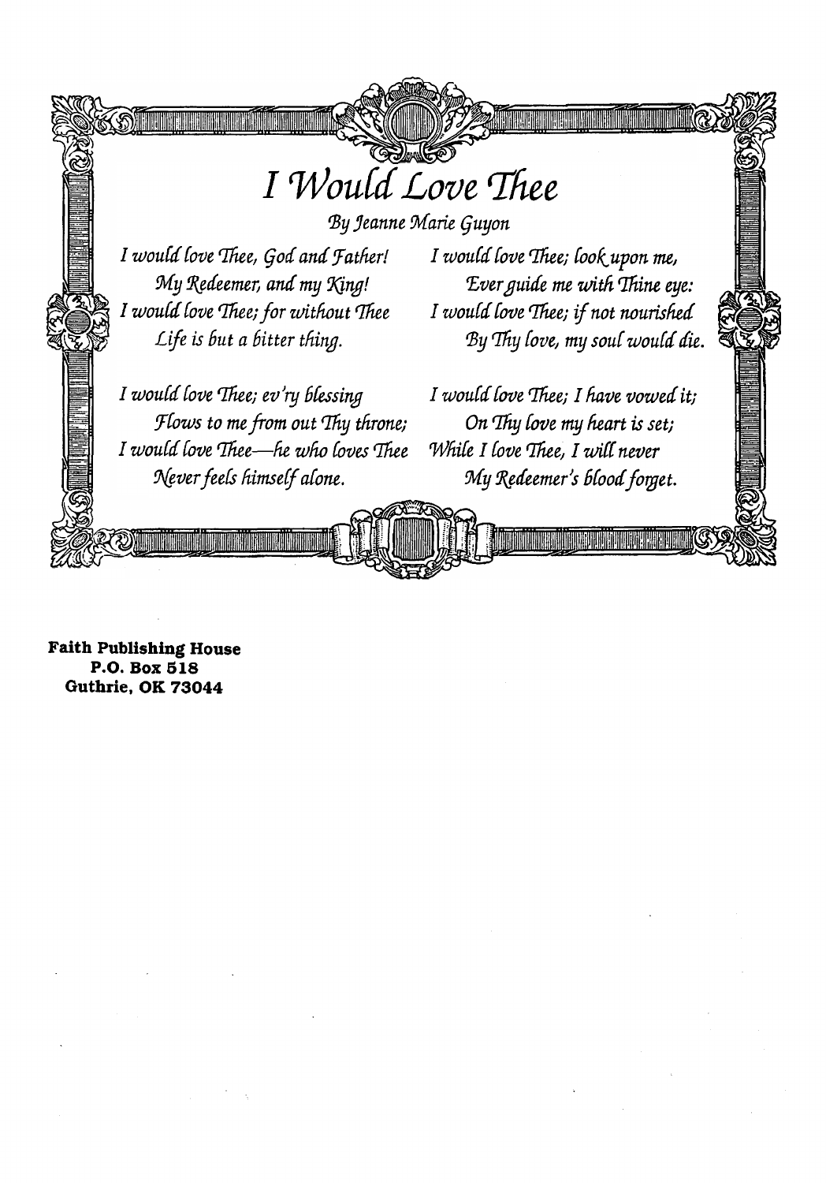# I Would Love Thee

*By Jeanne Marie Guyon*

*I would love Thee, God and Father!*
*My Redeemer, and my King!*
*I would love Thee; for without Thee*
*Life is but a bitter thing.*

*I would love Thee; ev'ry blessing*
*Flows to me from out Thy throne;*
*I would love Thee—he who loves Thee*
*Never feels himself alone.*

*I would love Thee; look upon me,*
*Ever guide me with Thine eye:*
*I would love Thee; if not nourished*
*By Thy love, my soul would die.*

*I would love Thee; I have vowed it;*
*On Thy love my heart is set;*
*While I love Thee, I will never*
*My Redeemer's blood forget.*

**Faith Publishing House**
**P.O. Box 518**
**Guthrie, OK 73044**